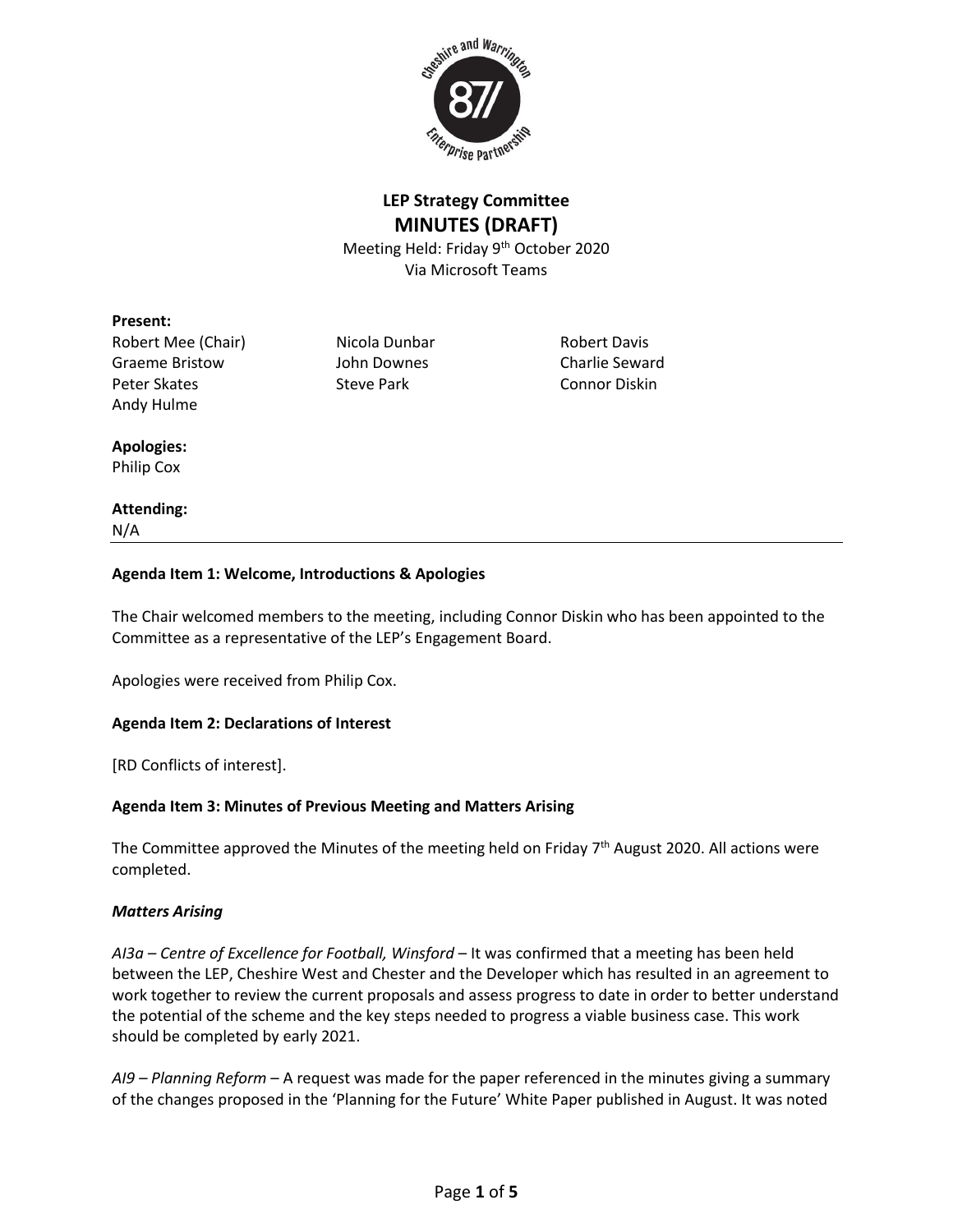# LEP Strategy Committee
## MINUTES (DRAFT)

Meeting Held: Friday 9th October 2020
Via Microsoft Teams

**Present:**

Robert Mee (Chair)
Graeme Bristow
Peter Skates
Andy Hulme
Nicola Dunbar
John Downes
Steve Park
Robert Davis
Charlie Seward
Connor Diskin

**Apologies:**
Philip Cox

**Attending:**
N/A

---

**Agenda Item 1: Welcome, Introductions & Apologies**

The Chair welcomed members to the meeting, including Connor Diskin who has been appointed to the Committee as a representative of the LEP's Engagement Board.

Apologies were received from Philip Cox.

**Agenda Item 2: Declarations of Interest**

[RD Conflicts of interest].

**Agenda Item 3: Minutes of Previous Meeting and Matters Arising**

The Committee approved the Minutes of the meeting held on Friday 7th August 2020. All actions were completed.

***Matters Arising***

*AI3a – Centre of Excellence for Football, Winsford* – It was confirmed that a meeting has been held between the LEP, Cheshire West and Chester and the Developer which has resulted in an agreement to work together to review the current proposals and assess progress to date in order to better understand the potential of the scheme and the key steps needed to progress a viable business case. This work should be completed by early 2021.

*AI9 – Planning Reform* – A request was made for the paper referenced in the minutes giving a summary of the changes proposed in the 'Planning for the Future' White Paper published in August. It was noted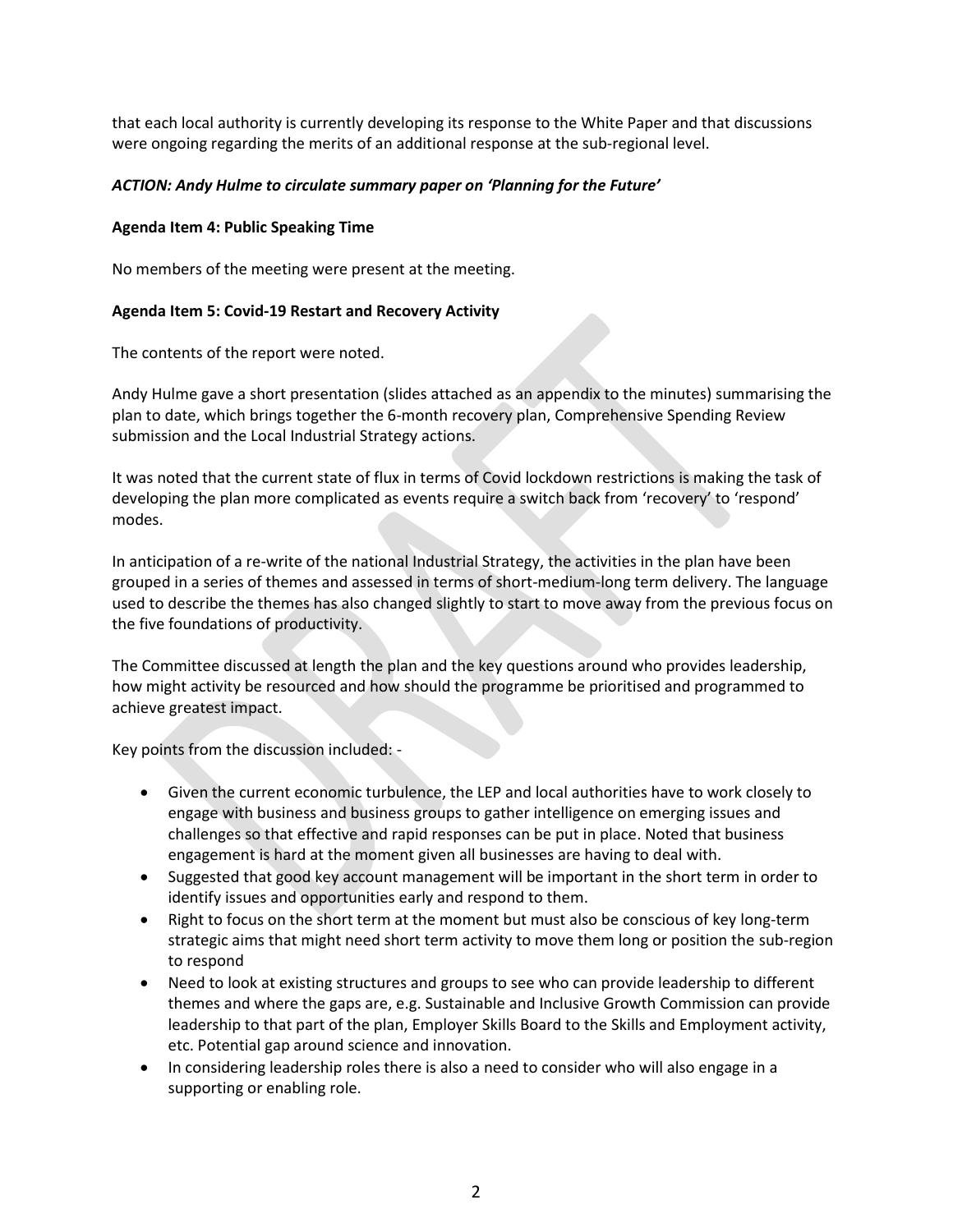that each local authority is currently developing its response to the White Paper and that discussions were ongoing regarding the merits of an additional response at the sub-regional level.

***ACTION: Andy Hulme to circulate summary paper on 'Planning for the Future'***

**Agenda Item 4: Public Speaking Time**

No members of the meeting were present at the meeting.

**Agenda Item 5: Covid-19 Restart and Recovery Activity**

The contents of the report were noted.

Andy Hulme gave a short presentation (slides attached as an appendix to the minutes) summarising the plan to date, which brings together the 6-month recovery plan, Comprehensive Spending Review submission and the Local Industrial Strategy actions.

It was noted that the current state of flux in terms of Covid lockdown restrictions is making the task of developing the plan more complicated as events require a switch back from 'recovery' to 'respond' modes.

In anticipation of a re-write of the national Industrial Strategy, the activities in the plan have been grouped in a series of themes and assessed in terms of short-medium-long term delivery. The language used to describe the themes has also changed slightly to start to move away from the previous focus on the five foundations of productivity.

The Committee discussed at length the plan and the key questions around who provides leadership, how might activity be resourced and how should the programme be prioritised and programmed to achieve greatest impact.

Key points from the discussion included: -

- Given the current economic turbulence, the LEP and local authorities have to work closely to engage with business and business groups to gather intelligence on emerging issues and challenges so that effective and rapid responses can be put in place. Noted that business engagement is hard at the moment given all businesses are having to deal with.
- Suggested that good key account management will be important in the short term in order to identify issues and opportunities early and respond to them.
- Right to focus on the short term at the moment but must also be conscious of key long-term strategic aims that might need short term activity to move them long or position the sub-region to respond
- Need to look at existing structures and groups to see who can provide leadership to different themes and where the gaps are, e.g. Sustainable and Inclusive Growth Commission can provide leadership to that part of the plan, Employer Skills Board to the Skills and Employment activity, etc. Potential gap around science and innovation.
- In considering leadership roles there is also a need to consider who will also engage in a supporting or enabling role.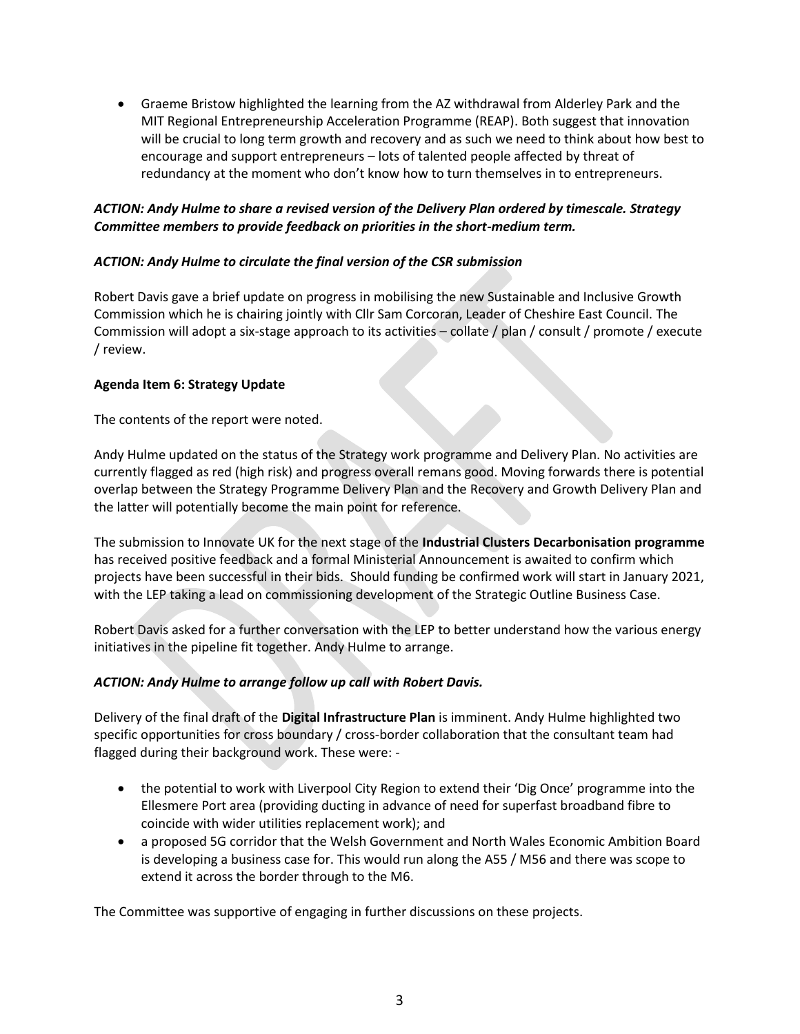- Graeme Bristow highlighted the learning from the AZ withdrawal from Alderley Park and the MIT Regional Entrepreneurship Acceleration Programme (REAP). Both suggest that innovation will be crucial to long term growth and recovery and as such we need to think about how best to encourage and support entrepreneurs – lots of talented people affected by threat of redundancy at the moment who don't know how to turn themselves in to entrepreneurs.

***ACTION: Andy Hulme to share a revised version of the Delivery Plan ordered by timescale. Strategy Committee members to provide feedback on priorities in the short-medium term.***

***ACTION: Andy Hulme to circulate the final version of the CSR submission***

Robert Davis gave a brief update on progress in mobilising the new Sustainable and Inclusive Growth Commission which he is chairing jointly with Cllr Sam Corcoran, Leader of Cheshire East Council. The Commission will adopt a six-stage approach to its activities – collate / plan / consult / promote / execute / review.

**Agenda Item 6: Strategy Update**

The contents of the report were noted.

Andy Hulme updated on the status of the Strategy work programme and Delivery Plan. No activities are currently flagged as red (high risk) and progress overall remans good. Moving forwards there is potential overlap between the Strategy Programme Delivery Plan and the Recovery and Growth Delivery Plan and the latter will potentially become the main point for reference.

The submission to Innovate UK for the next stage of the **Industrial Clusters Decarbonisation programme** has received positive feedback and a formal Ministerial Announcement is awaited to confirm which projects have been successful in their bids. Should funding be confirmed work will start in January 2021, with the LEP taking a lead on commissioning development of the Strategic Outline Business Case.

Robert Davis asked for a further conversation with the LEP to better understand how the various energy initiatives in the pipeline fit together. Andy Hulme to arrange.

***ACTION: Andy Hulme to arrange follow up call with Robert Davis.***

Delivery of the final draft of the **Digital Infrastructure Plan** is imminent. Andy Hulme highlighted two specific opportunities for cross boundary / cross-border collaboration that the consultant team had flagged during their background work. These were: -

- the potential to work with Liverpool City Region to extend their 'Dig Once' programme into the Ellesmere Port area (providing ducting in advance of need for superfast broadband fibre to coincide with wider utilities replacement work); and
- a proposed 5G corridor that the Welsh Government and North Wales Economic Ambition Board is developing a business case for. This would run along the A55 / M56 and there was scope to extend it across the border through to the M6.

The Committee was supportive of engaging in further discussions on these projects.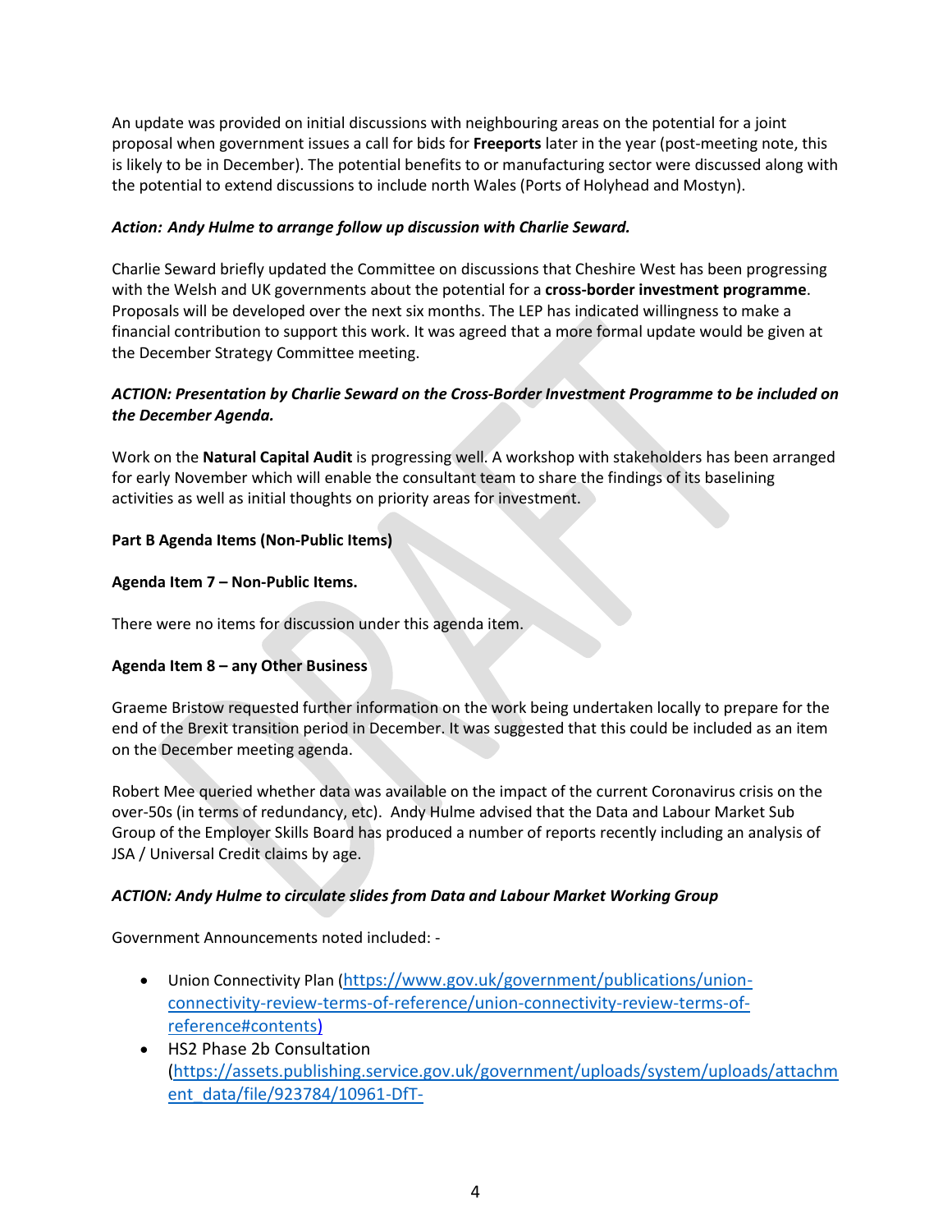An update was provided on initial discussions with neighbouring areas on the potential for a joint proposal when government issues a call for bids for **Freeports** later in the year (post-meeting note, this is likely to be in December). The potential benefits to or manufacturing sector were discussed along with the potential to extend discussions to include north Wales (Ports of Holyhead and Mostyn).

***Action: Andy Hulme to arrange follow up discussion with Charlie Seward.***

Charlie Seward briefly updated the Committee on discussions that Cheshire West has been progressing with the Welsh and UK governments about the potential for a **cross-border investment programme**. Proposals will be developed over the next six months. The LEP has indicated willingness to make a financial contribution to support this work. It was agreed that a more formal update would be given at the December Strategy Committee meeting.

***ACTION: Presentation by Charlie Seward on the Cross-Border Investment Programme to be included on the December Agenda.***

Work on the **Natural Capital Audit** is progressing well. A workshop with stakeholders has been arranged for early November which will enable the consultant team to share the findings of its baselining activities as well as initial thoughts on priority areas for investment.

**Part B Agenda Items (Non-Public Items)**

**Agenda Item 7 – Non-Public Items.**

There were no items for discussion under this agenda item.

**Agenda Item 8 – any Other Business**

Graeme Bristow requested further information on the work being undertaken locally to prepare for the end of the Brexit transition period in December. It was suggested that this could be included as an item on the December meeting agenda.

Robert Mee queried whether data was available on the impact of the current Coronavirus crisis on the over-50s (in terms of redundancy, etc). Andy Hulme advised that the Data and Labour Market Sub Group of the Employer Skills Board has produced a number of reports recently including an analysis of JSA / Universal Credit claims by age.

***ACTION: Andy Hulme to circulate slides from Data and Labour Market Working Group***

Government Announcements noted included: -

- Union Connectivity Plan (https://www.gov.uk/government/publications/union-connectivity-review-terms-of-reference/union-connectivity-review-terms-of-reference#contents)
- HS2 Phase 2b Consultation (https://assets.publishing.service.gov.uk/government/uploads/system/uploads/attachment_data/file/923784/10961-DfT-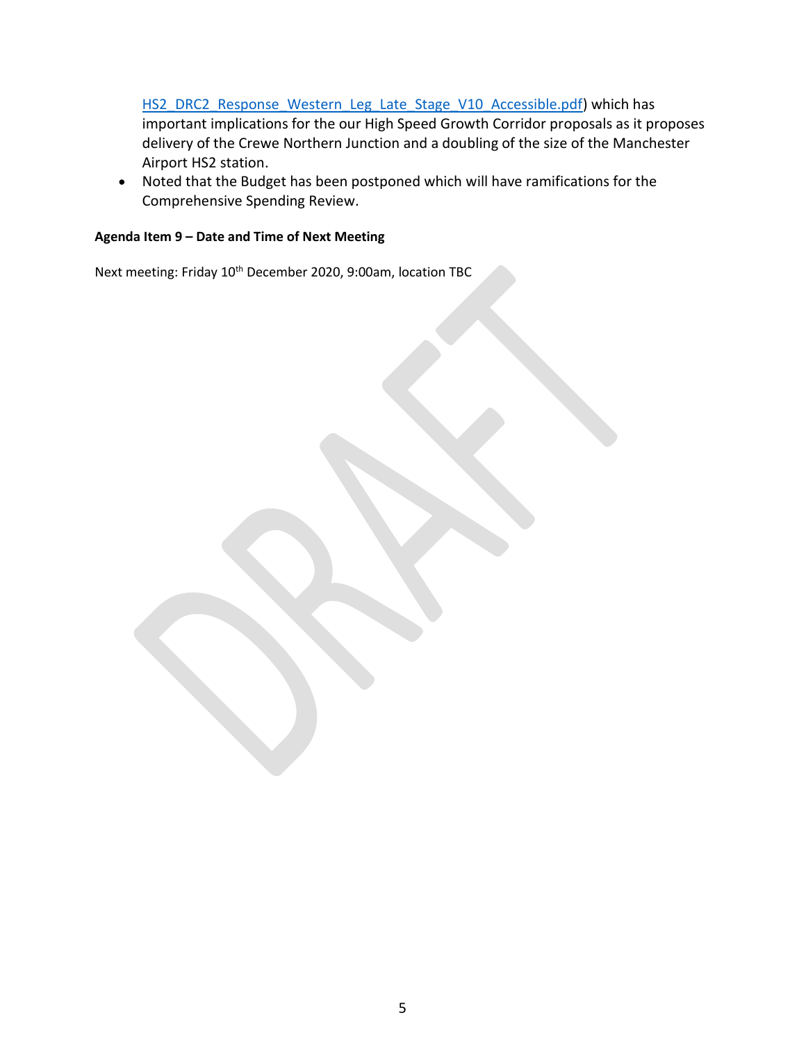HS2_DRC2_Response_Western_Leg_Late_Stage_V10_Accessible.pdf) which has important implications for the our High Speed Growth Corridor proposals as it proposes delivery of the Crewe Northern Junction and a doubling of the size of the Manchester Airport HS2 station.

- Noted that the Budget has been postponed which will have ramifications for the Comprehensive Spending Review.

**Agenda Item 9 – Date and Time of Next Meeting**

Next meeting: Friday 10th December 2020, 9:00am, location TBC